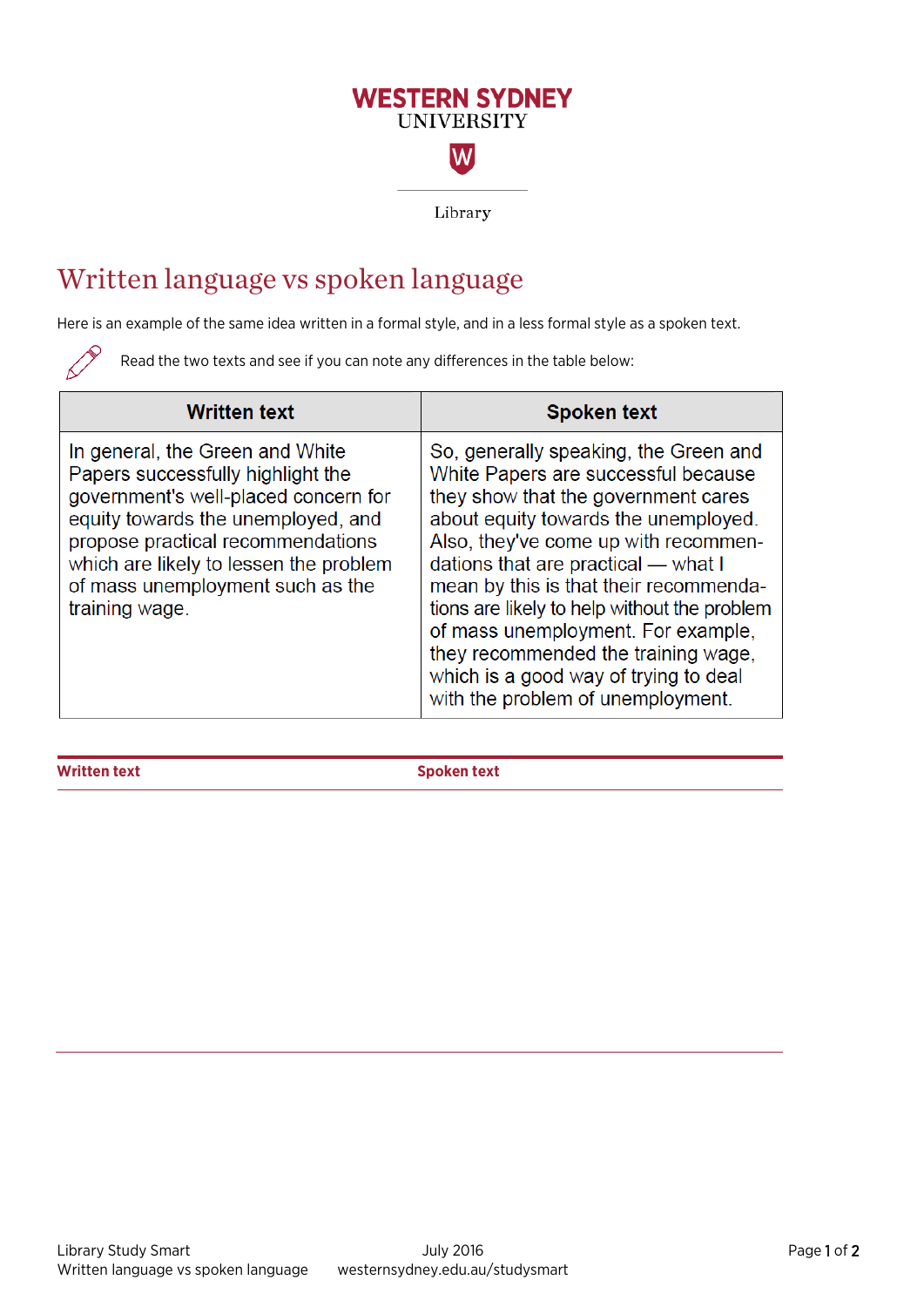WESTERN SYDNEY UNIVERSITY

Library

# Written language vs spoken language

Here is an example of the same idea written in a formal style, and in a less formal style as a spoken text.

Read the two texts and see if you can note any differences in the table below:

| Written text | Spoken text |
|---|---|
| In general, the Green and White Papers successfully highlight the government's well-placed concern for equity towards the unemployed, and propose practical recommendations which are likely to lessen the problem of mass unemployment such as the training wage. | So, generally speaking, the Green and White Papers are successful because they show that the government cares about equity towards the unemployed. Also, they've come up with recommendations that are practical — what I mean by this is that their recommendations are likely to help without the problem of mass unemployment. For example, they recommended the training wage, which is a good way of trying to deal with the problem of unemployment. |

| Written text | Spoken text |
|---|---|
| | |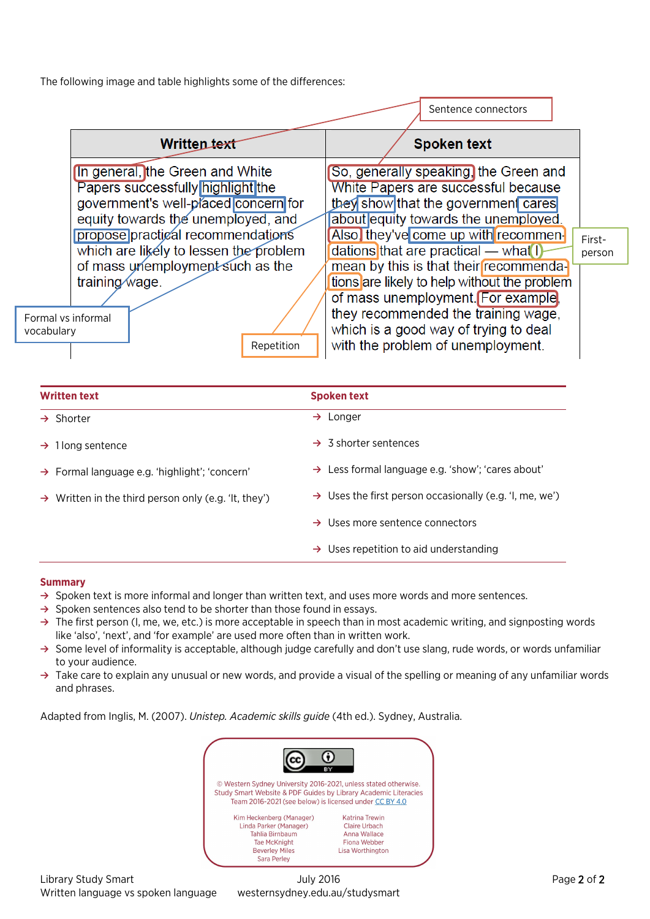The following image and table highlights some of the differences:

| Written text | Spoken text |
|---|---|
| In general, the Green and White Papers successfully highlight the government's well-placed concern for equity towards the unemployed, and propose practical recommendations which are likely to lessen the problem of mass unemployment such as the training wage. | So, generally speaking, the Green and White Papers are successful because they show that the government cares about equity towards the unemployed. Also, they've come up with recommendations that are practical — what I mean by this is that their recommendations are likely to help without the problem of mass unemployment. For example, they recommended the training wage, which is a good way of trying to deal with the problem of unemployment. |

Sentence connectors

Formal vs informal vocabulary

Repetition

First-person

| Written text | Spoken text |
|---|---|
| → Shorter | → Longer |
| → 1 long sentence | → 3 shorter sentences |
| → Formal language e.g. 'highlight'; 'concern' | → Less formal language e.g. 'show'; 'cares about' |
| → Written in the third person only (e.g. 'It, they') | → Uses the first person occasionally (e.g. 'I, me, we') |
| | → Uses more sentence connectors |
| | → Uses repetition to aid understanding |

**Summary**

- Spoken text is more informal and longer than written text, and uses more words and more sentences.
- Spoken sentences also tend to be shorter than those found in essays.
- The first person (I, me, we, etc.) is more acceptable in speech than in most academic writing, and signposting words like 'also', 'next', and 'for example' are used more often than in written work.
- Some level of informality is acceptable, although judge carefully and don't use slang, rude words, or words unfamiliar to your audience.
- Take care to explain any unusual or new words, and provide a visual of the spelling or meaning of any unfamiliar words and phrases.

Adapted from Inglis, M. (2007). *Unistep. Academic skills guide* (4th ed.). Sydney, Australia.

© Western Sydney University 2016-2021, unless stated otherwise. Study Smart Website & PDF Guides by Library Academic Literacies Team 2016-2021 (see below) is licensed under CC BY 4.0

Kim Heckenberg (Manager), Linda Parker (Manager), Tahlia Birnbaum, Tae McKnight, Beverley Miles, Sara Perley, Katrina Trewin, Claire Urbach, Anna Wallace, Fiona Webber, Lisa Worthington

Library Study Smart
Written language vs spoken language
July 2016
westernsydney.edu.au/studysmart